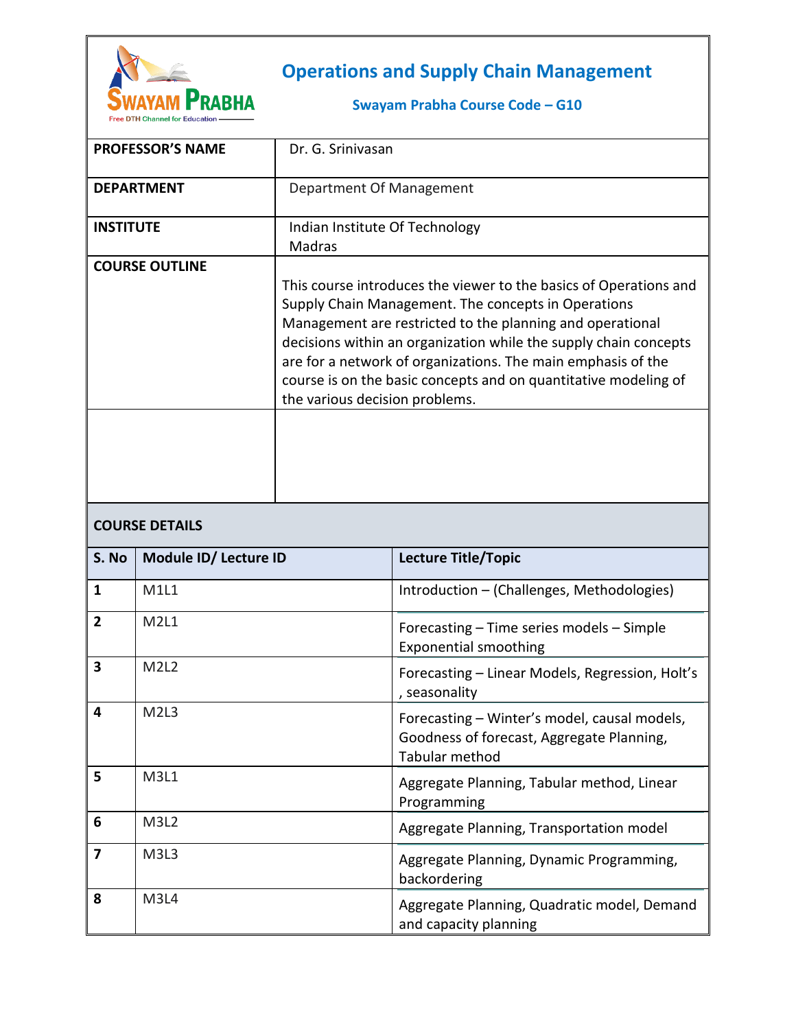# Operations and Supply Chain Management

**Swayam Prabha Course Code – G10**

| | |
|---|---|
| **PROFESSOR'S NAME** | Dr. G. Srinivasan |
| **DEPARTMENT** | Department Of Management |
| **INSTITUTE** | Indian Institute Of Technology Madras |
| **COURSE OUTLINE** | This course introduces the viewer to the basics of Operations and Supply Chain Management. The concepts in Operations Management are restricted to the planning and operational decisions within an organization while the supply chain concepts are for a network of organizations. The main emphasis of the course is on the basic concepts and on quantitative modeling of the various decision problems. |
| | |

## COURSE DETAILS

| S. No | Module ID/ Lecture ID | Lecture Title/Topic |
|---|---|---|
| **1** | M1L1 | Introduction – (Challenges, Methodologies) |
| **2** | M2L1 | Forecasting – Time series models – Simple Exponential smoothing |
| **3** | M2L2 | Forecasting – Linear Models, Regression, Holt's , seasonality |
| **4** | M2L3 | Forecasting – Winter's model, causal models, Goodness of forecast, Aggregate Planning, Tabular method |
| **5** | M3L1 | Aggregate Planning, Tabular method, Linear Programming |
| **6** | M3L2 | Aggregate Planning, Transportation model |
| **7** | M3L3 | Aggregate Planning, Dynamic Programming, backordering |
| **8** | M3L4 | Aggregate Planning, Quadratic model, Demand and capacity planning |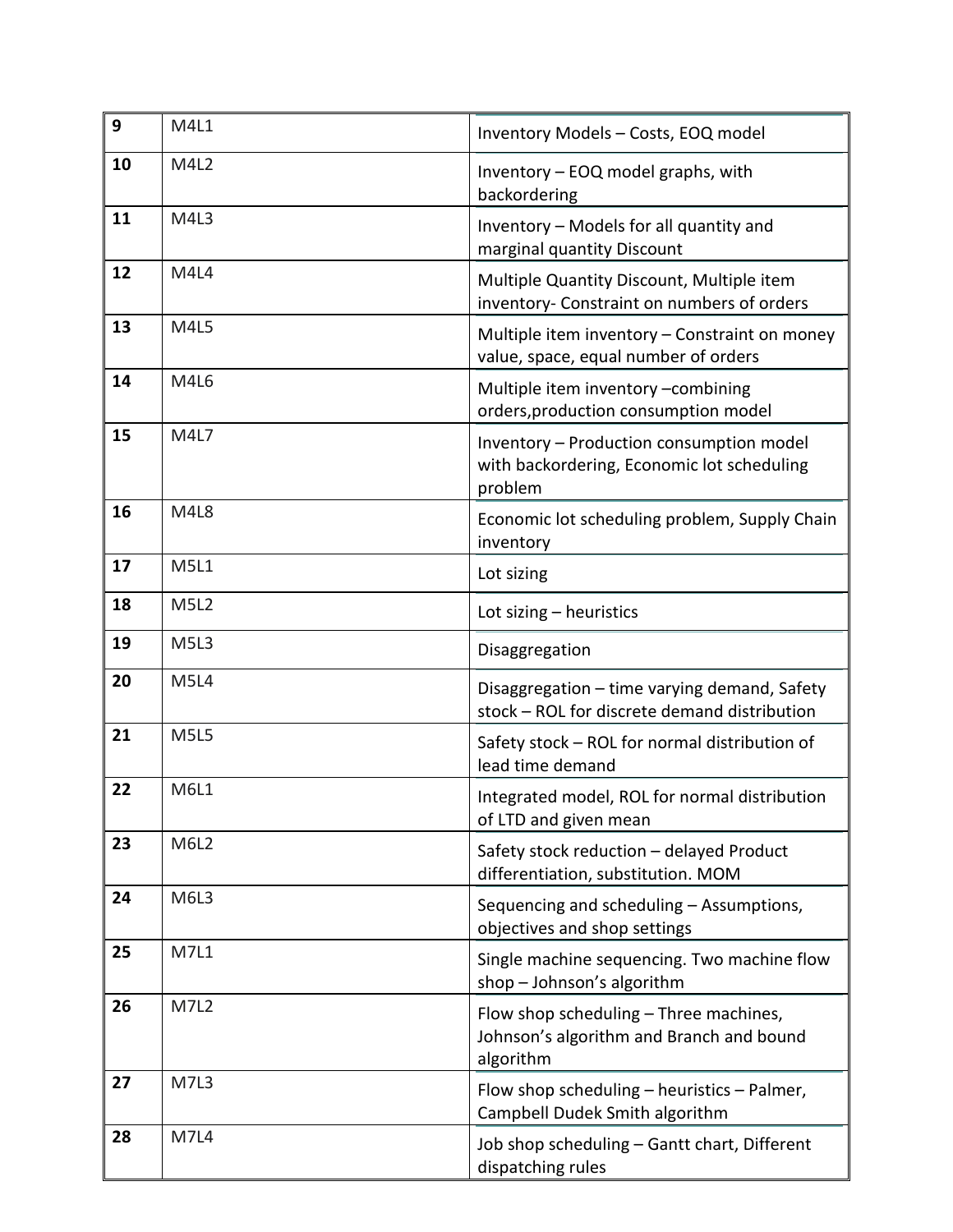| 9 | M4L1 | Inventory Models – Costs, EOQ model |
|---|---|---|
| 10 | M4L2 | Inventory – EOQ model graphs, with backordering |
| 11 | M4L3 | Inventory – Models for all quantity and marginal quantity Discount |
| 12 | M4L4 | Multiple Quantity Discount, Multiple item inventory- Constraint on numbers of orders |
| 13 | M4L5 | Multiple item inventory – Constraint on money value, space, equal number of orders |
| 14 | M4L6 | Multiple item inventory –combining orders,production consumption model |
| 15 | M4L7 | Inventory – Production consumption model with backordering, Economic lot scheduling problem |
| 16 | M4L8 | Economic lot scheduling problem, Supply Chain inventory |
| 17 | M5L1 | Lot sizing |
| 18 | M5L2 | Lot sizing – heuristics |
| 19 | M5L3 | Disaggregation |
| 20 | M5L4 | Disaggregation – time varying demand, Safety stock – ROL for discrete demand distribution |
| 21 | M5L5 | Safety stock – ROL for normal distribution of lead time demand |
| 22 | M6L1 | Integrated model, ROL for normal distribution of LTD and given mean |
| 23 | M6L2 | Safety stock reduction – delayed Product differentiation, substitution. MOM |
| 24 | M6L3 | Sequencing and scheduling – Assumptions, objectives and shop settings |
| 25 | M7L1 | Single machine sequencing. Two machine flow shop – Johnson's algorithm |
| 26 | M7L2 | Flow shop scheduling – Three machines, Johnson's algorithm and Branch and bound algorithm |
| 27 | M7L3 | Flow shop scheduling – heuristics – Palmer, Campbell Dudek Smith algorithm |
| 28 | M7L4 | Job shop scheduling – Gantt chart, Different dispatching rules |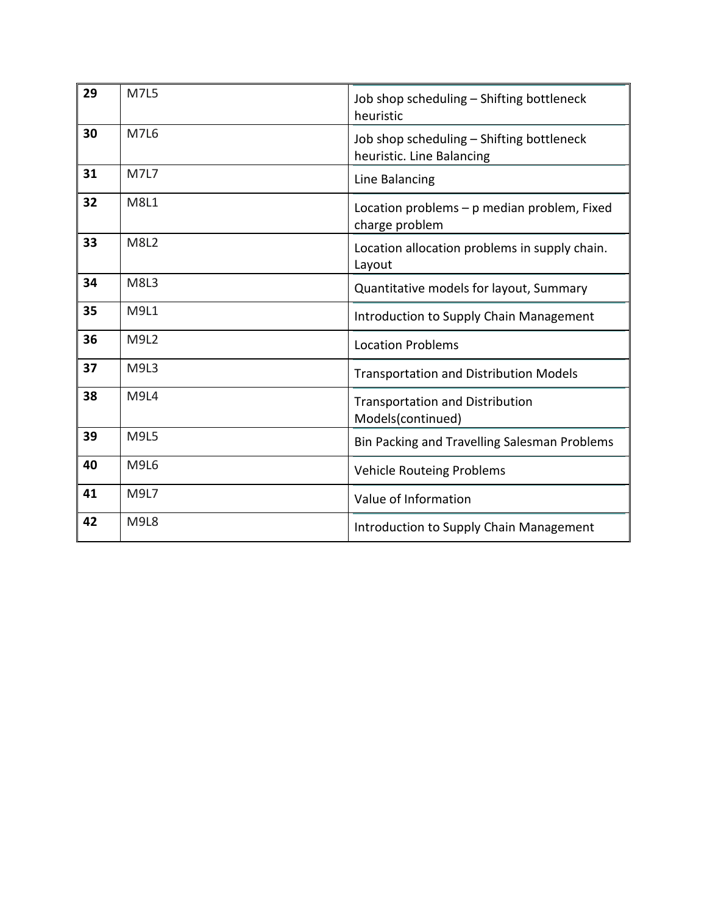| | | |
|---|---|---|
| **29** | M7L5 | Job shop scheduling – Shifting bottleneck heuristic |
| **30** | M7L6 | Job shop scheduling – Shifting bottleneck heuristic. Line Balancing |
| **31** | M7L7 | Line Balancing |
| **32** | M8L1 | Location problems – p median problem, Fixed charge problem |
| **33** | M8L2 | Location allocation problems in supply chain. Layout |
| **34** | M8L3 | Quantitative models for layout, Summary |
| **35** | M9L1 | Introduction to Supply Chain Management |
| **36** | M9L2 | Location Problems |
| **37** | M9L3 | Transportation and Distribution Models |
| **38** | M9L4 | Transportation and Distribution Models(continued) |
| **39** | M9L5 | Bin Packing and Travelling Salesman Problems |
| **40** | M9L6 | Vehicle Routeing Problems |
| **41** | M9L7 | Value of Information |
| **42** | M9L8 | Introduction to Supply Chain Management |